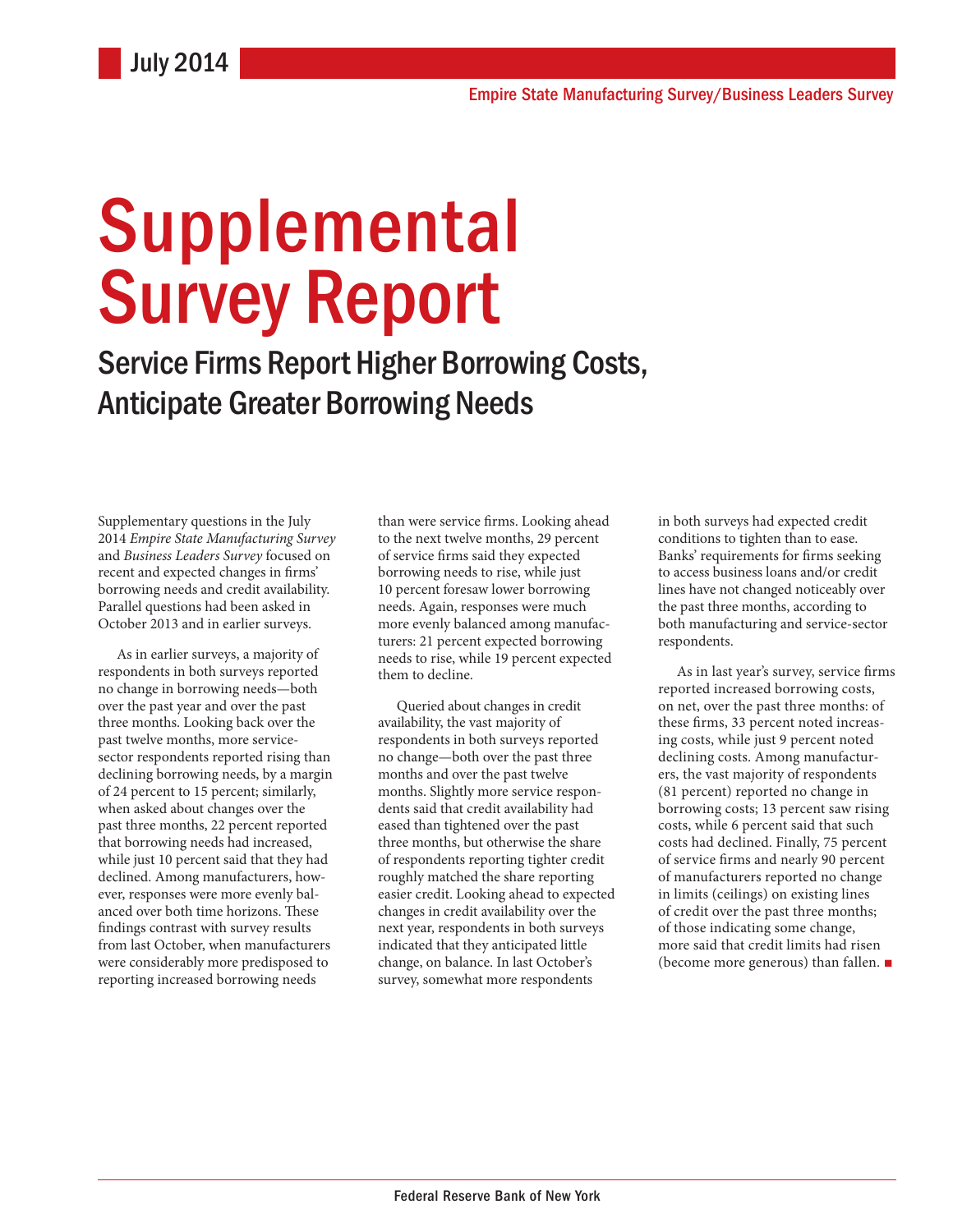July 2014

Empire State Manufacturing Survey/Business Leaders Survey

# Supplemental Survey Report

## Service Firms Report Higher Borrowing Costs, Anticipate Greater Borrowing Needs

Supplementary questions in the July 2014 *Empire State Manufacturing Survey* and *Business Leaders Survey* focused on recent and expected changes in firms' borrowing needs and credit availability. Parallel questions had been asked in October 2013 and in earlier surveys.

As in earlier surveys, a majority of respondents in both surveys reported no change in borrowing needs—both over the past year and over the past three months. Looking back over the past twelve months, more service-sector respondents reported rising than declining borrowing needs, by a margin of 24 percent to 15 percent; similarly, when asked about changes over the past three months, 22 percent reported that borrowing needs had increased, while just 10 percent said that they had declined. Among manufacturers, however, responses were more evenly balanced over both time horizons. These findings contrast with survey results from last October, when manufacturers were considerably more predisposed to reporting increased borrowing needs than were service firms. Looking ahead to the next twelve months, 29 percent of service firms said they expected borrowing needs to rise, while just 10 percent foresaw lower borrowing needs. Again, responses were much more evenly balanced among manufacturers: 21 percent expected borrowing needs to rise, while 19 percent expected them to decline.

Queried about changes in credit availability, the vast majority of respondents in both surveys reported no change—both over the past three months and over the past twelve months. Slightly more service respondents said that credit availability had eased than tightened over the past three months, but otherwise the share of respondents reporting tighter credit roughly matched the share reporting easier credit. Looking ahead to expected changes in credit availability over the next year, respondents in both surveys indicated that they anticipated little change, on balance. In last October's survey, somewhat more respondents in both surveys had expected credit conditions to tighten than to ease. Banks' requirements for firms seeking to access business loans and/or credit lines have not changed noticeably over the past three months, according to both manufacturing and service-sector respondents.

As in last year's survey, service firms reported increased borrowing costs, on net, over the past three months: of these firms, 33 percent noted increasing costs, while just 9 percent noted declining costs. Among manufacturers, the vast majority of respondents (81 percent) reported no change in borrowing costs; 13 percent saw rising costs, while 6 percent said that such costs had declined. Finally, 75 percent of service firms and nearly 90 percent of manufacturers reported no change in limits (ceilings) on existing lines of credit over the past three months; of those indicating some change, more said that credit limits had risen (become more generous) than fallen. ■

Federal Reserve Bank of New York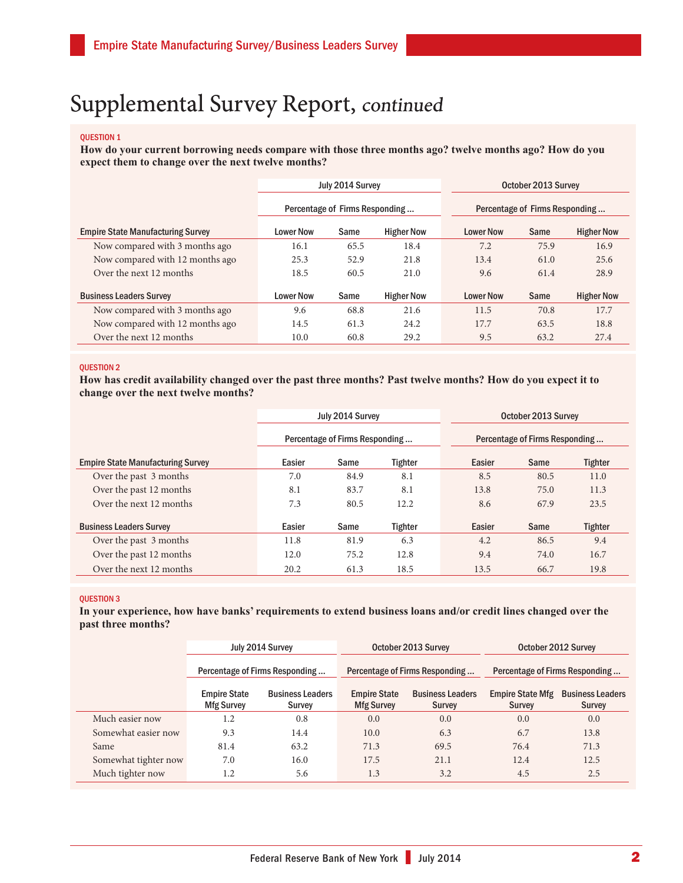# Supplemental Survey Report, *continued*

QUESTION 1

**How do your current borrowing needs compare with those three months ago? twelve months ago? How do you expect them to change over the next twelve months?**

| | July 2014 Survey | | | October 2013 Survey | | |
|---|---|---|---|---|---|---|
| | Percentage of Firms Responding ... | | | Percentage of Firms Responding ... | | |
| **Empire State Manufacturing Survey** | Lower Now | Same | Higher Now | Lower Now | Same | Higher Now |
| Now compared with 3 months ago | 16.1 | 65.5 | 18.4 | 7.2 | 75.9 | 16.9 |
| Now compared with 12 months ago | 25.3 | 52.9 | 21.8 | 13.4 | 61.0 | 25.6 |
| Over the next 12 months | 18.5 | 60.5 | 21.0 | 9.6 | 61.4 | 28.9 |
| **Business Leaders Survey** | Lower Now | Same | Higher Now | Lower Now | Same | Higher Now |
| Now compared with 3 months ago | 9.6 | 68.8 | 21.6 | 11.5 | 70.8 | 17.7 |
| Now compared with 12 months ago | 14.5 | 61.3 | 24.2 | 17.7 | 63.5 | 18.8 |
| Over the next 12 months | 10.0 | 60.8 | 29.2 | 9.5 | 63.2 | 27.4 |

QUESTION 2

**How has credit availability changed over the past three months? Past twelve months? How do you expect it to change over the next twelve months?**

| | July 2014 Survey | | | October 2013 Survey | | |
|---|---|---|---|---|---|---|
| | Percentage of Firms Responding ... | | | Percentage of Firms Responding ... | | |
| **Empire State Manufacturing Survey** | Easier | Same | Tighter | Easier | Same | Tighter |
| Over the past 3 months | 7.0 | 84.9 | 8.1 | 8.5 | 80.5 | 11.0 |
| Over the past 12 months | 8.1 | 83.7 | 8.1 | 13.8 | 75.0 | 11.3 |
| Over the next 12 months | 7.3 | 80.5 | 12.2 | 8.6 | 67.9 | 23.5 |
| **Business Leaders Survey** | Easier | Same | Tighter | Easier | Same | Tighter |
| Over the past 3 months | 11.8 | 81.9 | 6.3 | 4.2 | 86.5 | 9.4 |
| Over the past 12 months | 12.0 | 75.2 | 12.8 | 9.4 | 74.0 | 16.7 |
| Over the next 12 months | 20.2 | 61.3 | 18.5 | 13.5 | 66.7 | 19.8 |

QUESTION 3

**In your experience, how have banks' requirements to extend business loans and/or credit lines changed over the past three months?**

| | July 2014 Survey | | October 2013 Survey | | October 2012 Survey | |
|---|---|---|---|---|---|---|
| | Percentage of Firms Responding ... | | Percentage of Firms Responding ... | | Percentage of Firms Responding ... | |
| | Empire State Mfg Survey | Business Leaders Survey | Empire State Mfg Survey | Business Leaders Survey | Empire State Mfg Survey | Business Leaders Survey |
| Much easier now | 1.2 | 0.8 | 0.0 | 0.0 | 0.0 | 0.0 |
| Somewhat easier now | 9.3 | 14.4 | 10.0 | 6.3 | 6.7 | 13.8 |
| Same | 81.4 | 63.2 | 71.3 | 69.5 | 76.4 | 71.3 |
| Somewhat tighter now | 7.0 | 16.0 | 17.5 | 21.1 | 12.4 | 12.5 |
| Much tighter now | 1.2 | 5.6 | 1.3 | 3.2 | 4.5 | 2.5 |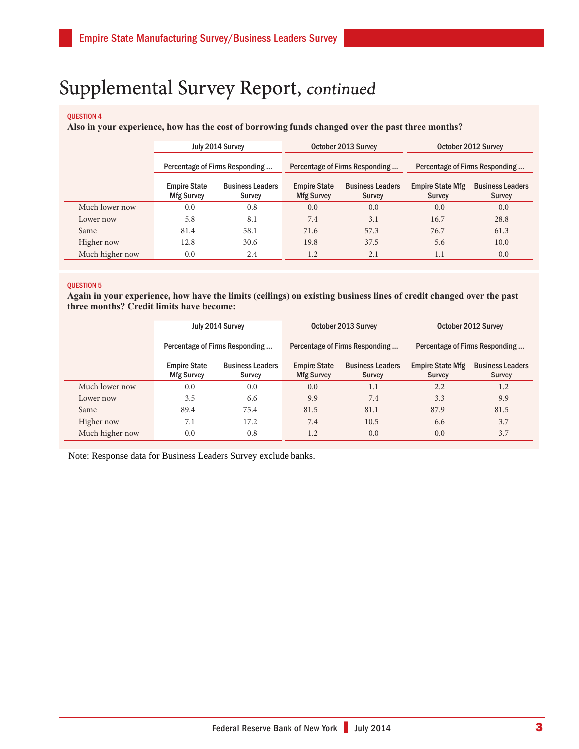# Supplemental Survey Report, *continued*

**QUESTION 4**

**Also in your experience, how has the cost of borrowing funds changed over the past three months?**

| | July 2014 Survey | | October 2013 Survey | | October 2012 Survey | |
|---|---|---|---|---|---|---|
| | Percentage of Firms Responding ... | | Percentage of Firms Responding ... | | Percentage of Firms Responding ... | |
| | Empire State Mfg Survey | Business Leaders Survey | Empire State Mfg Survey | Business Leaders Survey | Empire State Mfg Survey | Business Leaders Survey |
| Much lower now | 0.0 | 0.8 | 0.0 | 0.0 | 0.0 | 0.0 |
| Lower now | 5.8 | 8.1 | 7.4 | 3.1 | 16.7 | 28.8 |
| Same | 81.4 | 58.1 | 71.6 | 57.3 | 76.7 | 61.3 |
| Higher now | 12.8 | 30.6 | 19.8 | 37.5 | 5.6 | 10.0 |
| Much higher now | 0.0 | 2.4 | 1.2 | 2.1 | 1.1 | 0.0 |

**QUESTION 5**

**Again in your experience, how have the limits (ceilings) on existing business lines of credit changed over the past three months? Credit limits have become:**

| | July 2014 Survey | | October 2013 Survey | | October 2012 Survey | |
|---|---|---|---|---|---|---|
| | Percentage of Firms Responding ... | | Percentage of Firms Responding ... | | Percentage of Firms Responding ... | |
| | Empire State Mfg Survey | Business Leaders Survey | Empire State Mfg Survey | Business Leaders Survey | Empire State Mfg Survey | Business Leaders Survey |
| Much lower now | 0.0 | 0.0 | 0.0 | 1.1 | 2.2 | 1.2 |
| Lower now | 3.5 | 6.6 | 9.9 | 7.4 | 3.3 | 9.9 |
| Same | 89.4 | 75.4 | 81.5 | 81.1 | 87.9 | 81.5 |
| Higher now | 7.1 | 17.2 | 7.4 | 10.5 | 6.6 | 3.7 |
| Much higher now | 0.0 | 0.8 | 1.2 | 0.0 | 0.0 | 3.7 |

Note: Response data for Business Leaders Survey exclude banks.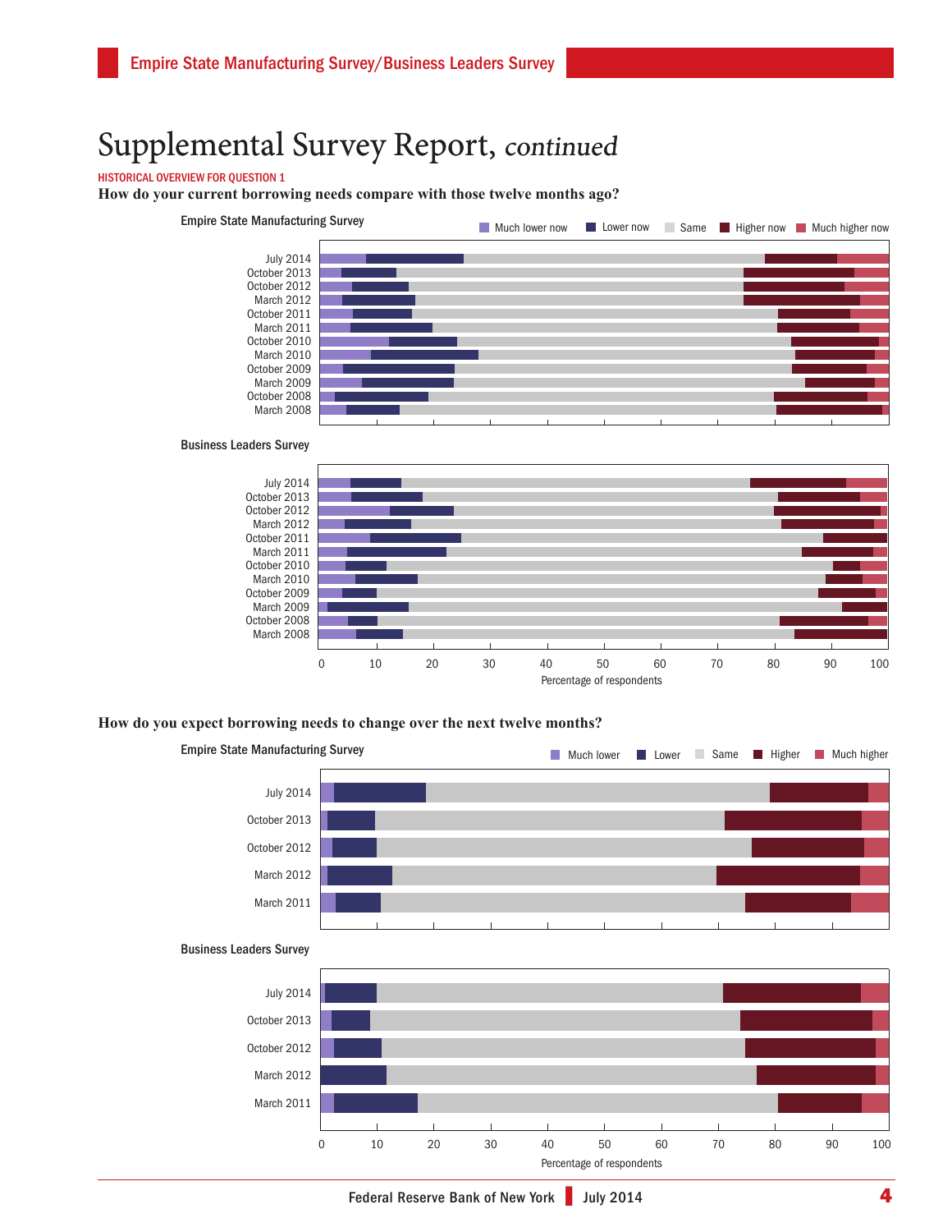# Supplemental Survey Report, *continued*

HISTORICAL OVERVIEW FOR QUESTION 1

**How do your current borrowing needs compare with those twelve months ago?**

Empire State Manufacturing Survey

Much lower now | Lower now | Same | Higher now | Much higher now

July 2014
October 2013
October 2012
March 2012
October 2011
March 2011
October 2010
March 2010
October 2009
March 2009
October 2008
March 2008

Business Leaders Survey

July 2014
October 2013
October 2012
March 2012
October 2011
March 2011
October 2010
March 2010
October 2009
March 2009
October 2008
March 2008

0 10 20 30 40 50 60 70 80 90 100

Percentage of respondents

**How do you expect borrowing needs to change over the next twelve months?**

Empire State Manufacturing Survey

Much lower | Lower | Same | Higher | Much higher

July 2014
October 2013
October 2012
March 2012
March 2011

Business Leaders Survey

July 2014
October 2013
October 2012
March 2012
March 2011

0 10 20 30 40 50 60 70 80 90 100

Percentage of respondents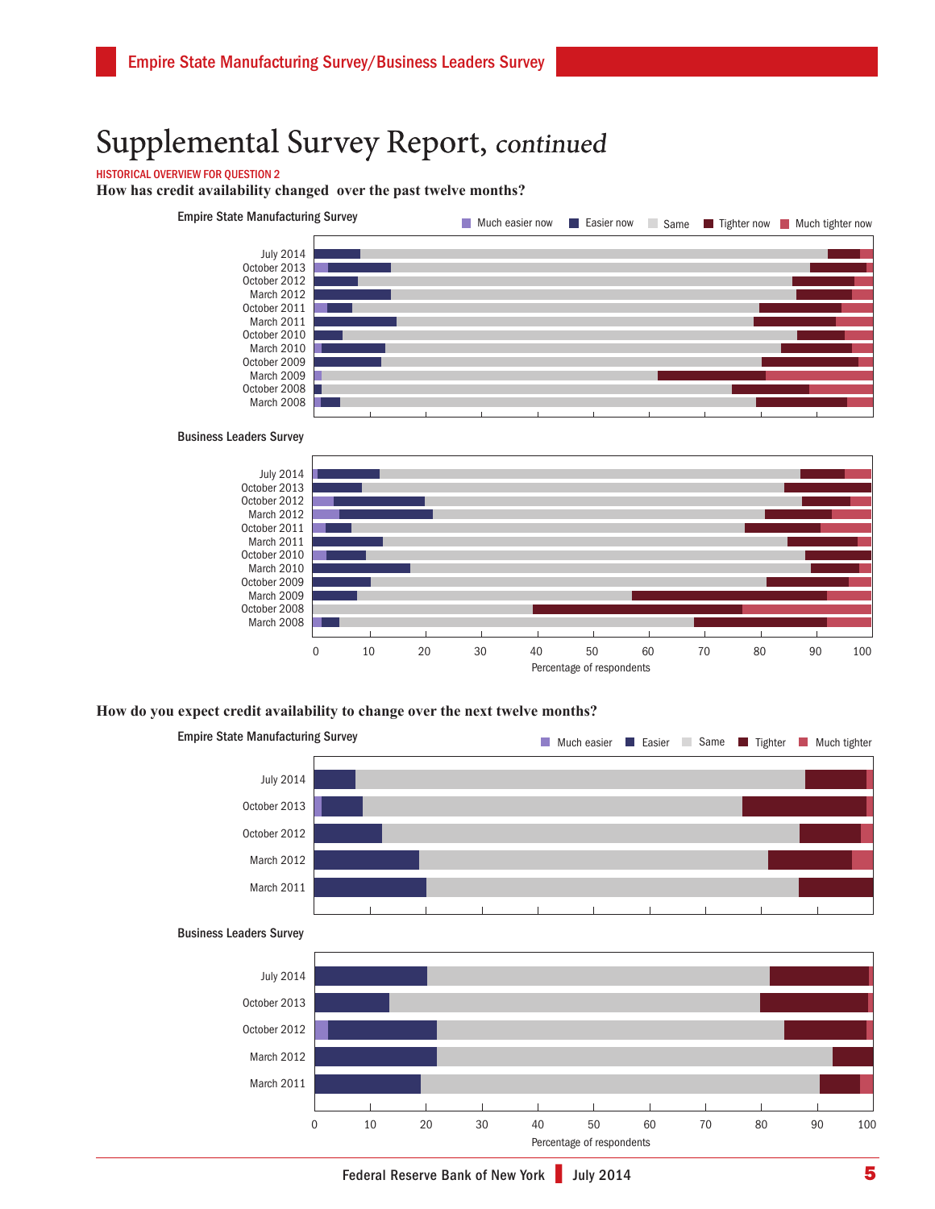# Supplemental Survey Report, *continued*

HISTORICAL OVERVIEW FOR QUESTION 2

**How has credit availability changed over the past twelve months?**

Empire State Manufacturing Survey

Much easier now
Easier now
Same
Tighter now
Much tighter now

July 2014
October 2013
October 2012
March 2012
October 2011
March 2011
October 2010
March 2010
October 2009
March 2009
October 2008
March 2008

Business Leaders Survey

July 2014
October 2013
October 2012
March 2012
October 2011
March 2011
October 2010
March 2010
October 2009
March 2009
October 2008
March 2008

0 10 20 30 40 50 60 70 80 90 100

Percentage of respondents

**How do you expect credit availability to change over the next twelve months?**

Empire State Manufacturing Survey

Much easier
Easier
Same
Tighter
Much tighter

July 2014
October 2013
October 2012
March 2012
March 2011

Business Leaders Survey

July 2014
October 2013
October 2012
March 2012
March 2011

0 10 20 30 40 50 60 70 80 90 100

Percentage of respondents